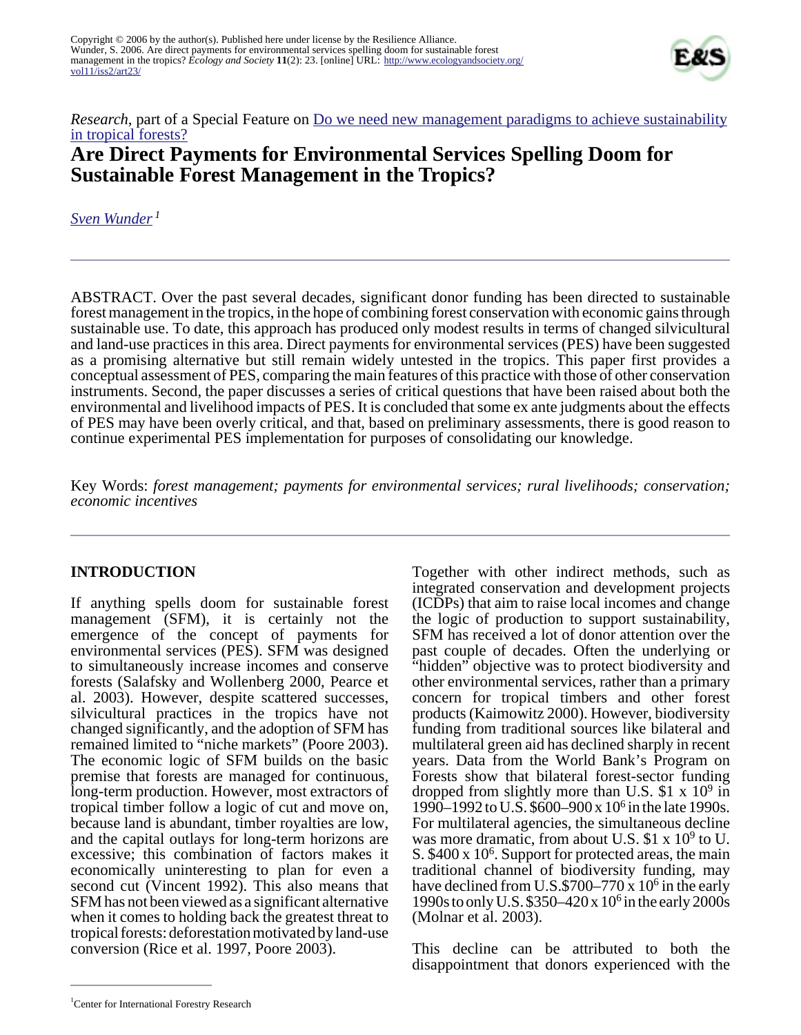Copyright © 2006 by the author(s). Published here under license by the Resilience Alliance.
Wunder, S. 2006. Are direct payments for environmental services spelling doom for sustainable forest management in the tropics? *Ecology and Society* **11**(2): 23. [online] URL: http://www.ecologyandsociety.org/vol11/iss2/art23/

*Research*, part of a Special Feature on Do we need new management paradigms to achieve sustainability in tropical forests?

# Are Direct Payments for Environmental Services Spelling Doom for Sustainable Forest Management in the Tropics?

*Sven Wunder* [1]

ABSTRACT. Over the past several decades, significant donor funding has been directed to sustainable forest management in the tropics, in the hope of combining forest conservation with economic gains through sustainable use. To date, this approach has produced only modest results in terms of changed silvicultural and land-use practices in this area. Direct payments for environmental services (PES) have been suggested as a promising alternative but still remain widely untested in the tropics. This paper first provides a conceptual assessment of PES, comparing the main features of this practice with those of other conservation instruments. Second, the paper discusses a series of critical questions that have been raised about both the environmental and livelihood impacts of PES. It is concluded that some ex ante judgments about the effects of PES may have been overly critical, and that, based on preliminary assessments, there is good reason to continue experimental PES implementation for purposes of consolidating our knowledge.

Key Words: *forest management; payments for environmental services; rural livelihoods; conservation; economic incentives*

## INTRODUCTION

If anything spells doom for sustainable forest management (SFM), it is certainly not the emergence of the concept of payments for environmental services (PES). SFM was designed to simultaneously increase incomes and conserve forests (Salafsky and Wollenberg 2000, Pearce et al. 2003). However, despite scattered successes, silvicultural practices in the tropics have not changed significantly, and the adoption of SFM has remained limited to "niche markets" (Poore 2003). The economic logic of SFM builds on the basic premise that forests are managed for continuous, long-term production. However, most extractors of tropical timber follow a logic of cut and move on, because land is abundant, timber royalties are low, and the capital outlays for long-term horizons are excessive; this combination of factors makes it economically uninteresting to plan for even a second cut (Vincent 1992). This also means that SFM has not been viewed as a significant alternative when it comes to holding back the greatest threat to tropical forests: deforestation motivated by land-use conversion (Rice et al. 1997, Poore 2003).

Together with other indirect methods, such as integrated conservation and development projects (ICDPs) that aim to raise local incomes and change the logic of production to support sustainability, SFM has received a lot of donor attention over the past couple of decades. Often the underlying or "hidden" objective was to protect biodiversity and other environmental services, rather than a primary concern for tropical timbers and other forest products (Kaimowitz 2000). However, biodiversity funding from traditional sources like bilateral and multilateral green aid has declined sharply in recent years. Data from the World Bank's Program on Forests show that bilateral forest-sector funding dropped from slightly more than U.S. $\$1 \times 10^9$ in 1990–1992 to U.S. $\$600–900 \times 10^6$ in the late 1990s. For multilateral agencies, the simultaneous decline was more dramatic, from about U.S. $\$1 \times 10^9$ to U.S. $\$400 \times 10^6$. Support for protected areas, the main traditional channel of biodiversity funding, may have declined from U.S.$\$700–770 \times 10^6$ in the early 1990s to only U.S. $\$350–420 \times 10^6$ in the early 2000s (Molnar et al. 2003).

This decline can be attributed to both the disappointment that donors experienced with the

[1] Center for International Forestry Research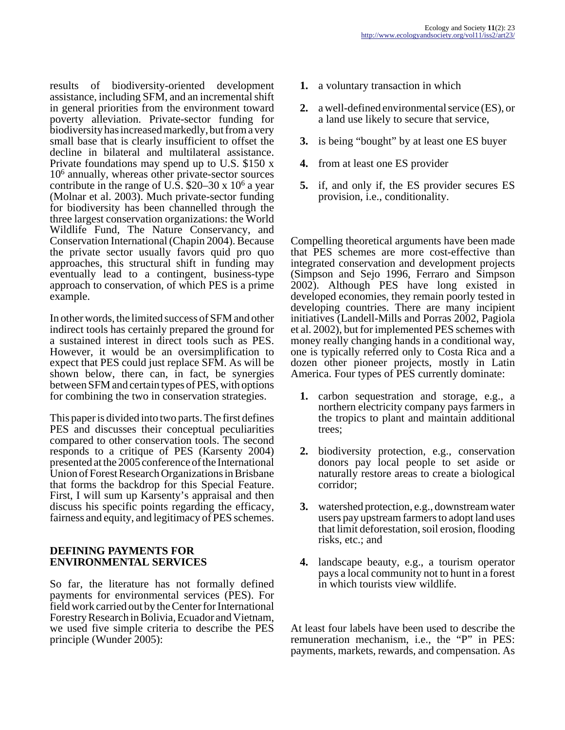results of biodiversity-oriented development assistance, including SFM, and an incremental shift in general priorities from the environment toward poverty alleviation. Private-sector funding for biodiversity has increased markedly, but from a very small base that is clearly insufficient to offset the decline in bilateral and multilateral assistance. Private foundations may spend up to U.S. \$150 x $10^6$ annually, whereas other private-sector sources contribute in the range of U.S. \$20–30 x $10^6$ a year (Molnar et al. 2003). Much private-sector funding for biodiversity has been channelled through the three largest conservation organizations: the World Wildlife Fund, The Nature Conservancy, and Conservation International (Chapin 2004). Because the private sector usually favors quid pro quo approaches, this structural shift in funding may eventually lead to a contingent, business-type approach to conservation, of which PES is a prime example.

In other words, the limited success of SFM and other indirect tools has certainly prepared the ground for a sustained interest in direct tools such as PES. However, it would be an oversimplification to expect that PES could just replace SFM. As will be shown below, there can, in fact, be synergies between SFM and certain types of PES, with options for combining the two in conservation strategies.

This paper is divided into two parts. The first defines PES and discusses their conceptual peculiarities compared to other conservation tools. The second responds to a critique of PES (Karsenty 2004) presented at the 2005 conference of the International Union of Forest Research Organizations in Brisbane that forms the backdrop for this Special Feature. First, I will sum up Karsenty's appraisal and then discuss his specific points regarding the efficacy, fairness and equity, and legitimacy of PES schemes.

## DEFINING PAYMENTS FOR ENVIRONMENTAL SERVICES

So far, the literature has not formally defined payments for environmental services (PES). For field work carried out by the Center for International Forestry Research in Bolivia, Ecuador and Vietnam, we used five simple criteria to describe the PES principle (Wunder 2005):

1. a voluntary transaction in which
2. a well-defined environmental service (ES), or a land use likely to secure that service,
3. is being "bought" by at least one ES buyer
4. from at least one ES provider
5. if, and only if, the ES provider secures ES provision, i.e., conditionality.

Compelling theoretical arguments have been made that PES schemes are more cost-effective than integrated conservation and development projects (Simpson and Sejo 1996, Ferraro and Simpson 2002). Although PES have long existed in developed economies, they remain poorly tested in developing countries. There are many incipient initiatives (Landell-Mills and Porras 2002, Pagiola et al. 2002), but for implemented PES schemes with money really changing hands in a conditional way, one is typically referred only to Costa Rica and a dozen other pioneer projects, mostly in Latin America. Four types of PES currently dominate:

1. carbon sequestration and storage, e.g., a northern electricity company pays farmers in the tropics to plant and maintain additional trees;
2. biodiversity protection, e.g., conservation donors pay local people to set aside or naturally restore areas to create a biological corridor;
3. watershed protection, e.g., downstream water users pay upstream farmers to adopt land uses that limit deforestation, soil erosion, flooding risks, etc.; and
4. landscape beauty, e.g., a tourism operator pays a local community not to hunt in a forest in which tourists view wildlife.

At least four labels have been used to describe the remuneration mechanism, i.e., the "P" in PES: payments, markets, rewards, and compensation. As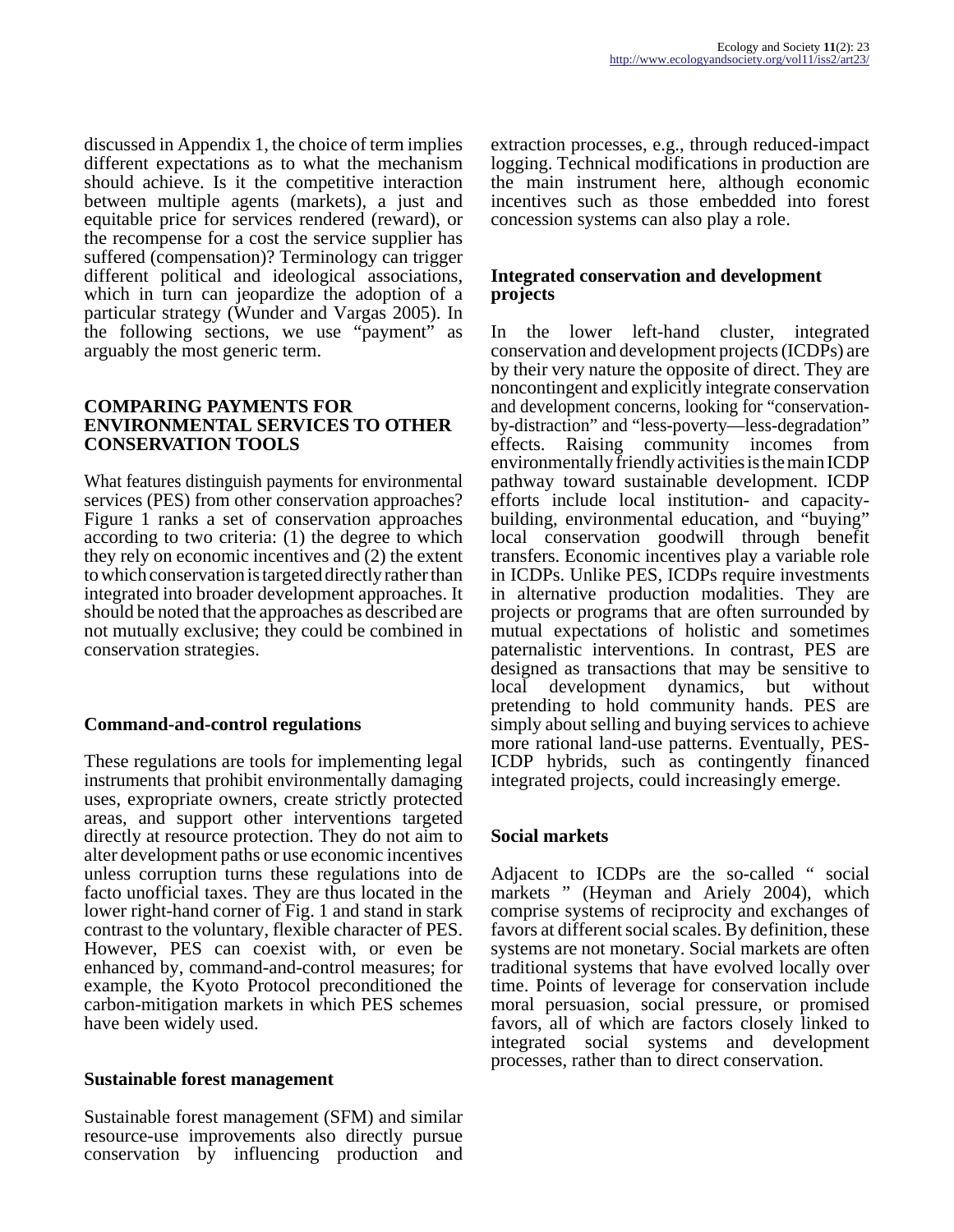discussed in Appendix 1, the choice of term implies different expectations as to what the mechanism should achieve. Is it the competitive interaction between multiple agents (markets), a just and equitable price for services rendered (reward), or the recompense for a cost the service supplier has suffered (compensation)? Terminology can trigger different political and ideological associations, which in turn can jeopardize the adoption of a particular strategy (Wunder and Vargas 2005). In the following sections, we use "payment" as arguably the most generic term.

## COMPARING PAYMENTS FOR ENVIRONMENTAL SERVICES TO OTHER CONSERVATION TOOLS

What features distinguish payments for environmental services (PES) from other conservation approaches? Figure 1 ranks a set of conservation approaches according to two criteria: (1) the degree to which they rely on economic incentives and (2) the extent to which conservation is targeted directly rather than integrated into broader development approaches. It should be noted that the approaches as described are not mutually exclusive; they could be combined in conservation strategies.

### Command-and-control regulations

These regulations are tools for implementing legal instruments that prohibit environmentally damaging uses, expropriate owners, create strictly protected areas, and support other interventions targeted directly at resource protection. They do not aim to alter development paths or use economic incentives unless corruption turns these regulations into de facto unofficial taxes. They are thus located in the lower right-hand corner of Fig. 1 and stand in stark contrast to the voluntary, flexible character of PES. However, PES can coexist with, or even be enhanced by, command-and-control measures; for example, the Kyoto Protocol preconditioned the carbon-mitigation markets in which PES schemes have been widely used.

### Sustainable forest management

Sustainable forest management (SFM) and similar resource-use improvements also directly pursue conservation by influencing production and extraction processes, e.g., through reduced-impact logging. Technical modifications in production are the main instrument here, although economic incentives such as those embedded into forest concession systems can also play a role.

### Integrated conservation and development projects

In the lower left-hand cluster, integrated conservation and development projects (ICDPs) are by their very nature the opposite of direct. They are noncontingent and explicitly integrate conservation and development concerns, looking for "conservation-by-distraction" and "less-poverty—less-degradation" effects. Raising community incomes from environmentally friendly activities is the main ICDP pathway toward sustainable development. ICDP efforts include local institution- and capacity-building, environmental education, and "buying" local conservation goodwill through benefit transfers. Economic incentives play a variable role in ICDPs. Unlike PES, ICDPs require investments in alternative production modalities. They are projects or programs that are often surrounded by mutual expectations of holistic and sometimes paternalistic interventions. In contrast, PES are designed as transactions that may be sensitive to local development dynamics, but without pretending to hold community hands. PES are simply about selling and buying services to achieve more rational land-use patterns. Eventually, PES-ICDP hybrids, such as contingently financed integrated projects, could increasingly emerge.

### Social markets

Adjacent to ICDPs are the so-called " social markets " (Heyman and Ariely 2004), which comprise systems of reciprocity and exchanges of favors at different social scales. By definition, these systems are not monetary. Social markets are often traditional systems that have evolved locally over time. Points of leverage for conservation include moral persuasion, social pressure, or promised favors, all of which are factors closely linked to integrated social systems and development processes, rather than to direct conservation.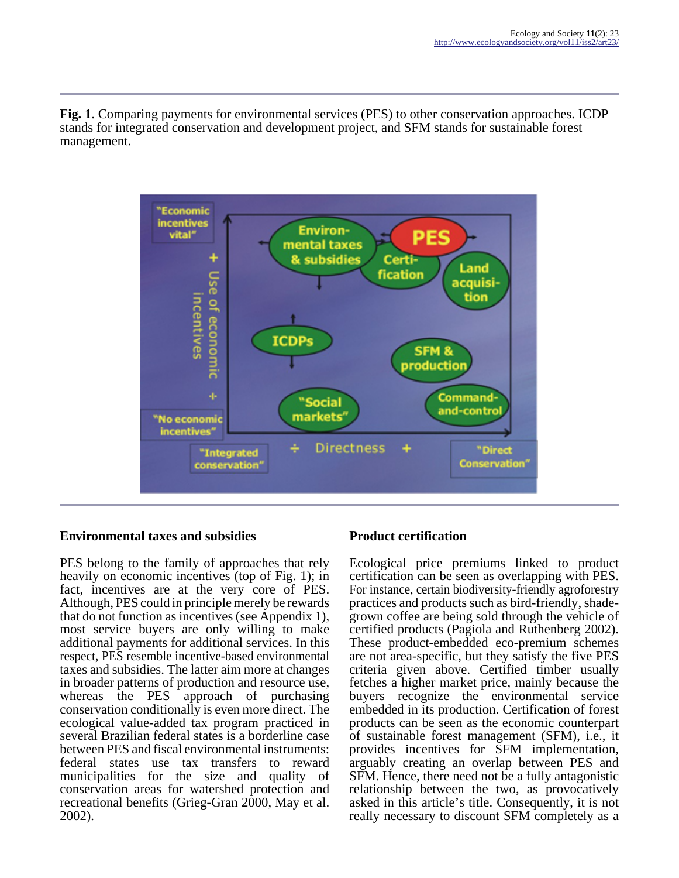**Fig. 1**. Comparing payments for environmental services (PES) to other conservation approaches. ICDP stands for integrated conservation and development project, and SFM stands for sustainable forest management.

### Environmental taxes and subsidies

PES belong to the family of approaches that rely heavily on economic incentives (top of Fig. 1); in fact, incentives are at the very core of PES. Although, PES could in principle merely be rewards that do not function as incentives (see Appendix 1), most service buyers are only willing to make additional payments for additional services. In this respect, PES resemble incentive-based environmental taxes and subsidies. The latter aim more at changes in broader patterns of production and resource use, whereas the PES approach of purchasing conservation conditionally is even more direct. The ecological value-added tax program practiced in several Brazilian federal states is a borderline case between PES and fiscal environmental instruments: federal states use tax transfers to reward municipalities for the size and quality of conservation areas for watershed protection and recreational benefits (Grieg-Gran 2000, May et al. 2002).

### Product certification

Ecological price premiums linked to product certification can be seen as overlapping with PES. For instance, certain biodiversity-friendly agroforestry practices and products such as bird-friendly, shade-grown coffee are being sold through the vehicle of certified products (Pagiola and Ruthenberg 2002). These product-embedded eco-premium schemes are not area-specific, but they satisfy the five PES criteria given above. Certified timber usually fetches a higher market price, mainly because the buyers recognize the environmental service embedded in its production. Certification of forest products can be seen as the economic counterpart of sustainable forest management (SFM), i.e., it provides incentives for SFM implementation, arguably creating an overlap between PES and SFM. Hence, there need not be a fully antagonistic relationship between the two, as provocatively asked in this article's title. Consequently, it is not really necessary to discount SFM completely as a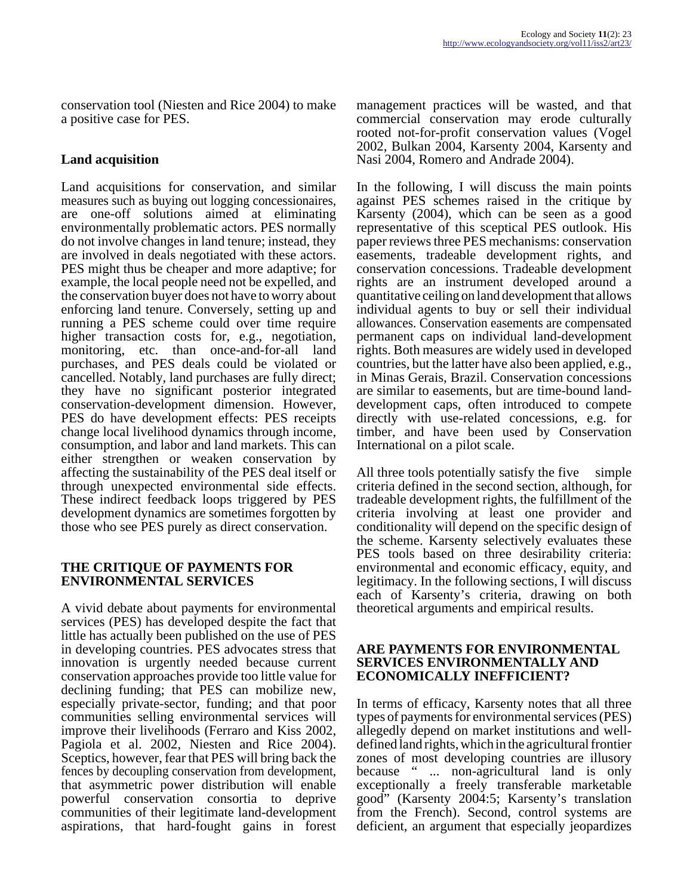conservation tool (Niesten and Rice 2004) to make a positive case for PES.

### Land acquisition

Land acquisitions for conservation, and similar measures such as buying out logging concessionaires, are one-off solutions aimed at eliminating environmentally problematic actors. PES normally do not involve changes in land tenure; instead, they are involved in deals negotiated with these actors. PES might thus be cheaper and more adaptive; for example, the local people need not be expelled, and the conservation buyer does not have to worry about enforcing land tenure. Conversely, setting up and running a PES scheme could over time require higher transaction costs for, e.g., negotiation, monitoring, etc. than once-and-for-all land purchases, and PES deals could be violated or cancelled. Notably, land purchases are fully direct; they have no significant posterior integrated conservation-development dimension. However, PES do have development effects: PES receipts change local livelihood dynamics through income, consumption, and labor and land markets. This can either strengthen or weaken conservation by affecting the sustainability of the PES deal itself or through unexpected environmental side effects. These indirect feedback loops triggered by PES development dynamics are sometimes forgotten by those who see PES purely as direct conservation.

## THE CRITIQUE OF PAYMENTS FOR ENVIRONMENTAL SERVICES

A vivid debate about payments for environmental services (PES) has developed despite the fact that little has actually been published on the use of PES in developing countries. PES advocates stress that innovation is urgently needed because current conservation approaches provide too little value for declining funding; that PES can mobilize new, especially private-sector, funding; and that poor communities selling environmental services will improve their livelihoods (Ferraro and Kiss 2002, Pagiola et al. 2002, Niesten and Rice 2004). Sceptics, however, fear that PES will bring back the fences by decoupling conservation from development, that asymmetric power distribution will enable powerful conservation consortia to deprive communities of their legitimate land-development aspirations, that hard-fought gains in forest management practices will be wasted, and that commercial conservation may erode culturally rooted not-for-profit conservation values (Vogel 2002, Bulkan 2004, Karsenty 2004, Karsenty and Nasi 2004, Romero and Andrade 2004).

In the following, I will discuss the main points against PES schemes raised in the critique by Karsenty (2004), which can be seen as a good representative of this sceptical PES outlook. His paper reviews three PES mechanisms: conservation easements, tradeable development rights, and conservation concessions. Tradeable development rights are an instrument developed around a quantitative ceiling on land development that allows individual agents to buy or sell their individual allowances. Conservation easements are compensated permanent caps on individual land-development rights. Both measures are widely used in developed countries, but the latter have also been applied, e.g., in Minas Gerais, Brazil. Conservation concessions are similar to easements, but are time-bound land-development caps, often introduced to compete directly with use-related concessions, e.g. for timber, and have been used by Conservation International on a pilot scale.

All three tools potentially satisfy the five simple criteria defined in the second section, although, for tradeable development rights, the fulfillment of the criteria involving at least one provider and conditionality will depend on the specific design of the scheme. Karsenty selectively evaluates these PES tools based on three desirability criteria: environmental and economic efficacy, equity, and legitimacy. In the following sections, I will discuss each of Karsenty's criteria, drawing on both theoretical arguments and empirical results.

## ARE PAYMENTS FOR ENVIRONMENTAL SERVICES ENVIRONMENTALLY AND ECONOMICALLY INEFFICIENT?

In terms of efficacy, Karsenty notes that all three types of payments for environmental services (PES) allegedly depend on market institutions and well-defined land rights, which in the agricultural frontier zones of most developing countries are illusory because " ... non-agricultural land is only exceptionally a freely transferable marketable good" (Karsenty 2004:5; Karsenty's translation from the French). Second, control systems are deficient, an argument that especially jeopardizes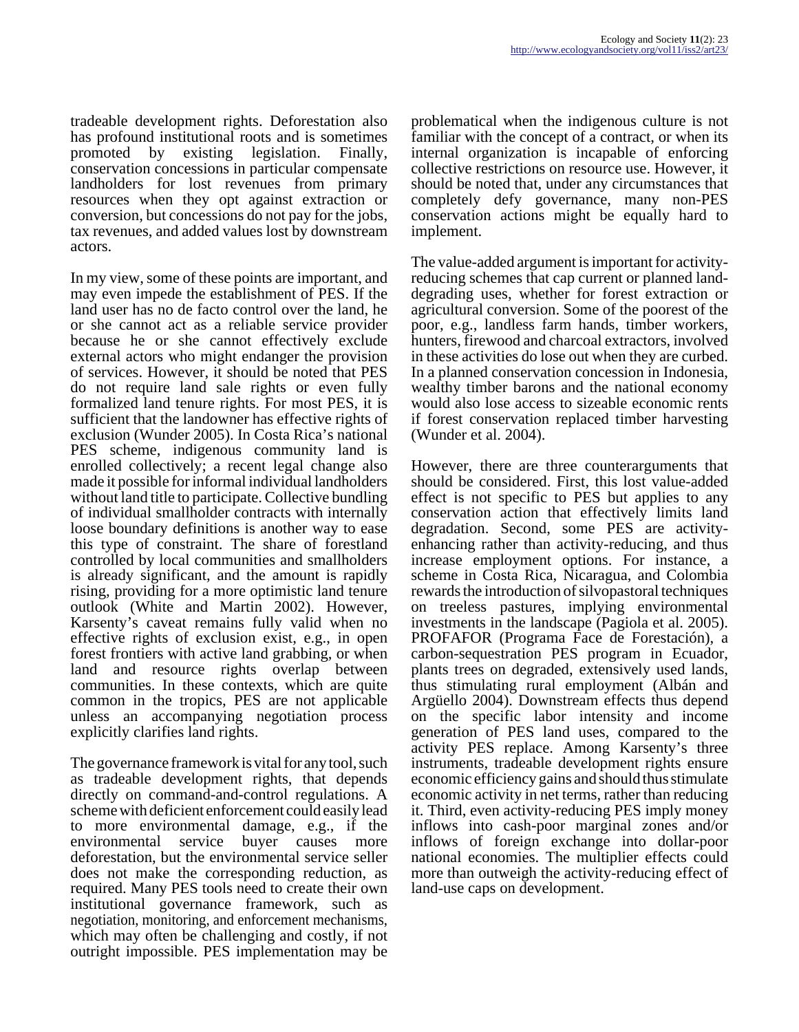tradeable development rights. Deforestation also has profound institutional roots and is sometimes promoted by existing legislation. Finally, conservation concessions in particular compensate landholders for lost revenues from primary resources when they opt against extraction or conversion, but concessions do not pay for the jobs, tax revenues, and added values lost by downstream actors.

In my view, some of these points are important, and may even impede the establishment of PES. If the land user has no de facto control over the land, he or she cannot act as a reliable service provider because he or she cannot effectively exclude external actors who might endanger the provision of services. However, it should be noted that PES do not require land sale rights or even fully formalized land tenure rights. For most PES, it is sufficient that the landowner has effective rights of exclusion (Wunder 2005). In Costa Rica's national PES scheme, indigenous community land is enrolled collectively; a recent legal change also made it possible for informal individual landholders without land title to participate. Collective bundling of individual smallholder contracts with internally loose boundary definitions is another way to ease this type of constraint. The share of forestland controlled by local communities and smallholders is already significant, and the amount is rapidly rising, providing for a more optimistic land tenure outlook (White and Martin 2002). However, Karsenty's caveat remains fully valid when no effective rights of exclusion exist, e.g., in open forest frontiers with active land grabbing, or when land and resource rights overlap between communities. In these contexts, which are quite common in the tropics, PES are not applicable unless an accompanying negotiation process explicitly clarifies land rights.

The governance framework is vital for any tool, such as tradeable development rights, that depends directly on command-and-control regulations. A scheme with deficient enforcement could easily lead to more environmental damage, e.g., if the environmental service buyer causes more deforestation, but the environmental service seller does not make the corresponding reduction, as required. Many PES tools need to create their own institutional governance framework, such as negotiation, monitoring, and enforcement mechanisms, which may often be challenging and costly, if not outright impossible. PES implementation may be problematical when the indigenous culture is not familiar with the concept of a contract, or when its internal organization is incapable of enforcing collective restrictions on resource use. However, it should be noted that, under any circumstances that completely defy governance, many non-PES conservation actions might be equally hard to implement.

The value-added argument is important for activity-reducing schemes that cap current or planned land-degrading uses, whether for forest extraction or agricultural conversion. Some of the poorest of the poor, e.g., landless farm hands, timber workers, hunters, firewood and charcoal extractors, involved in these activities do lose out when they are curbed. In a planned conservation concession in Indonesia, wealthy timber barons and the national economy would also lose access to sizeable economic rents if forest conservation replaced timber harvesting (Wunder et al. 2004).

However, there are three counterarguments that should be considered. First, this lost value-added effect is not specific to PES but applies to any conservation action that effectively limits land degradation. Second, some PES are activity-enhancing rather than activity-reducing, and thus increase employment options. For instance, a scheme in Costa Rica, Nicaragua, and Colombia rewards the introduction of silvopastoral techniques on treeless pastures, implying environmental investments in the landscape (Pagiola et al. 2005). PROFAFOR (Programa Face de Forestación), a carbon-sequestration PES program in Ecuador, plants trees on degraded, extensively used lands, thus stimulating rural employment (Albán and Argüello 2004). Downstream effects thus depend on the specific labor intensity and income generation of PES land uses, compared to the activity PES replace. Among Karsenty's three instruments, tradeable development rights ensure economic efficiency gains and should thus stimulate economic activity in net terms, rather than reducing it. Third, even activity-reducing PES imply money inflows into cash-poor marginal zones and/or inflows of foreign exchange into dollar-poor national economies. The multiplier effects could more than outweigh the activity-reducing effect of land-use caps on development.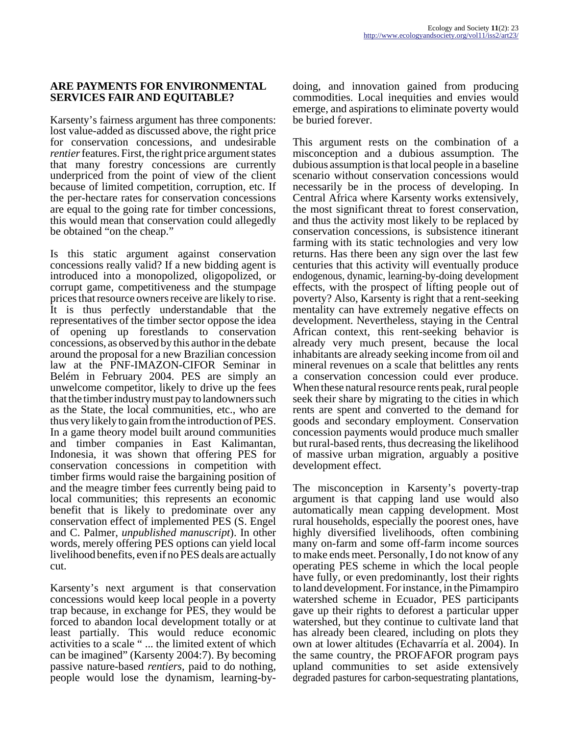## ARE PAYMENTS FOR ENVIRONMENTAL SERVICES FAIR AND EQUITABLE?

Karsenty's fairness argument has three components: lost value-added as discussed above, the right price for conservation concessions, and undesirable *rentier* features. First, the right price argument states that many forestry concessions are currently underpriced from the point of view of the client because of limited competition, corruption, etc. If the per-hectare rates for conservation concessions are equal to the going rate for timber concessions, this would mean that conservation could allegedly be obtained "on the cheap."

Is this static argument against conservation concessions really valid? If a new bidding agent is introduced into a monopolized, oligopolized, or corrupt game, competitiveness and the stumpage prices that resource owners receive are likely to rise. It is thus perfectly understandable that the representatives of the timber sector oppose the idea of opening up forestlands to conservation concessions, as observed by this author in the debate around the proposal for a new Brazilian concession law at the PNF-IMAZON-CIFOR Seminar in Belém in February 2004. PES are simply an unwelcome competitor, likely to drive up the fees that the timber industry must pay to landowners such as the State, the local communities, etc., who are thus very likely to gain from the introduction of PES. In a game theory model built around communities and timber companies in East Kalimantan, Indonesia, it was shown that offering PES for conservation concessions in competition with timber firms would raise the bargaining position of and the meagre timber fees currently being paid to local communities; this represents an economic benefit that is likely to predominate over any conservation effect of implemented PES (S. Engel and C. Palmer, *unpublished manuscript*). In other words, merely offering PES options can yield local livelihood benefits, even if no PES deals are actually cut.

Karsenty's next argument is that conservation concessions would keep local people in a poverty trap because, in exchange for PES, they would be forced to abandon local development totally or at least partially. This would reduce economic activities to a scale " ... the limited extent of which can be imagined" (Karsenty 2004:7). By becoming passive nature-based *rentiers*, paid to do nothing, people would lose the dynamism, learning-by-doing, and innovation gained from producing commodities. Local inequities and envies would emerge, and aspirations to eliminate poverty would be buried forever.

This argument rests on the combination of a misconception and a dubious assumption. The dubious assumption is that local people in a baseline scenario without conservation concessions would necessarily be in the process of developing. In Central Africa where Karsenty works extensively, the most significant threat to forest conservation, and thus the activity most likely to be replaced by conservation concessions, is subsistence itinerant farming with its static technologies and very low returns. Has there been any sign over the last few centuries that this activity will eventually produce endogenous, dynamic, learning-by-doing development effects, with the prospect of lifting people out of poverty? Also, Karsenty is right that a rent-seeking mentality can have extremely negative effects on development. Nevertheless, staying in the Central African context, this rent-seeking behavior is already very much present, because the local inhabitants are already seeking income from oil and mineral revenues on a scale that belittles any rents a conservation concession could ever produce. When these natural resource rents peak, rural people seek their share by migrating to the cities in which rents are spent and converted to the demand for goods and secondary employment. Conservation concession payments would produce much smaller but rural-based rents, thus decreasing the likelihood of massive urban migration, arguably a positive development effect.

The misconception in Karsenty's poverty-trap argument is that capping land use would also automatically mean capping development. Most rural households, especially the poorest ones, have highly diversified livelihoods, often combining many on-farm and some off-farm income sources to make ends meet. Personally, I do not know of any operating PES scheme in which the local people have fully, or even predominantly, lost their rights to land development. For instance, in the Pimampiro watershed scheme in Ecuador, PES participants gave up their rights to deforest a particular upper watershed, but they continue to cultivate land that has already been cleared, including on plots they own at lower altitudes (Echavarría et al. 2004). In the same country, the PROFAFOR program pays upland communities to set aside extensively degraded pastures for carbon-sequestrating plantations,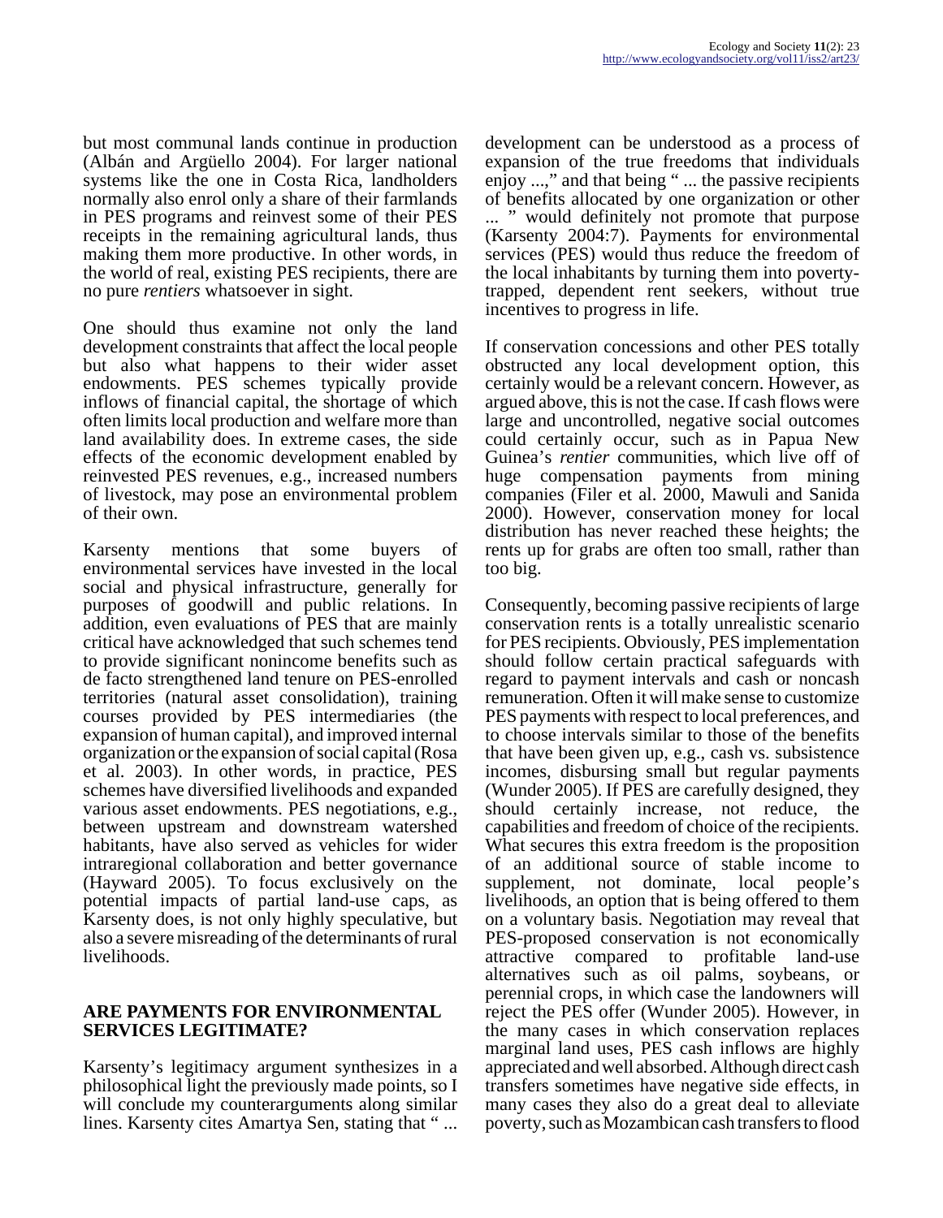but most communal lands continue in production (Albán and Argüello 2004). For larger national systems like the one in Costa Rica, landholders normally also enrol only a share of their farmlands in PES programs and reinvest some of their PES receipts in the remaining agricultural lands, thus making them more productive. In other words, in the world of real, existing PES recipients, there are no pure *rentiers* whatsoever in sight.

One should thus examine not only the land development constraints that affect the local people but also what happens to their wider asset endowments. PES schemes typically provide inflows of financial capital, the shortage of which often limits local production and welfare more than land availability does. In extreme cases, the side effects of the economic development enabled by reinvested PES revenues, e.g., increased numbers of livestock, may pose an environmental problem of their own.

Karsenty mentions that some buyers of environmental services have invested in the local social and physical infrastructure, generally for purposes of goodwill and public relations. In addition, even evaluations of PES that are mainly critical have acknowledged that such schemes tend to provide significant nonincome benefits such as de facto strengthened land tenure on PES-enrolled territories (natural asset consolidation), training courses provided by PES intermediaries (the expansion of human capital), and improved internal organization or the expansion of social capital (Rosa et al. 2003). In other words, in practice, PES schemes have diversified livelihoods and expanded various asset endowments. PES negotiations, e.g., between upstream and downstream watershed habitants, have also served as vehicles for wider intraregional collaboration and better governance (Hayward 2005). To focus exclusively on the potential impacts of partial land-use caps, as Karsenty does, is not only highly speculative, but also a severe misreading of the determinants of rural livelihoods.

## ARE PAYMENTS FOR ENVIRONMENTAL SERVICES LEGITIMATE?

Karsenty's legitimacy argument synthesizes in a philosophical light the previously made points, so I will conclude my counterarguments along similar lines. Karsenty cites Amartya Sen, stating that " ... development can be understood as a process of expansion of the true freedoms that individuals enjoy ...," and that being " ... the passive recipients of benefits allocated by one organization or other ... " would definitely not promote that purpose (Karsenty 2004:7). Payments for environmental services (PES) would thus reduce the freedom of the local inhabitants by turning them into poverty-trapped, dependent rent seekers, without true incentives to progress in life.

If conservation concessions and other PES totally obstructed any local development option, this certainly would be a relevant concern. However, as argued above, this is not the case. If cash flows were large and uncontrolled, negative social outcomes could certainly occur, such as in Papua New Guinea's *rentier* communities, which live off of huge compensation payments from mining companies (Filer et al. 2000, Mawuli and Sanida 2000). However, conservation money for local distribution has never reached these heights; the rents up for grabs are often too small, rather than too big.

Consequently, becoming passive recipients of large conservation rents is a totally unrealistic scenario for PES recipients. Obviously, PES implementation should follow certain practical safeguards with regard to payment intervals and cash or noncash remuneration. Often it will make sense to customize PES payments with respect to local preferences, and to choose intervals similar to those of the benefits that have been given up, e.g., cash vs. subsistence incomes, disbursing small but regular payments (Wunder 2005). If PES are carefully designed, they should certainly increase, not reduce, the capabilities and freedom of choice of the recipients. What secures this extra freedom is the proposition of an additional source of stable income to supplement, not dominate, local people's livelihoods, an option that is being offered to them on a voluntary basis. Negotiation may reveal that PES-proposed conservation is not economically attractive compared to profitable land-use alternatives such as oil palms, soybeans, or perennial crops, in which case the landowners will reject the PES offer (Wunder 2005). However, in the many cases in which conservation replaces marginal land uses, PES cash inflows are highly appreciated and well absorbed. Although direct cash transfers sometimes have negative side effects, in many cases they also do a great deal to alleviate poverty, such as Mozambican cash transfers to flood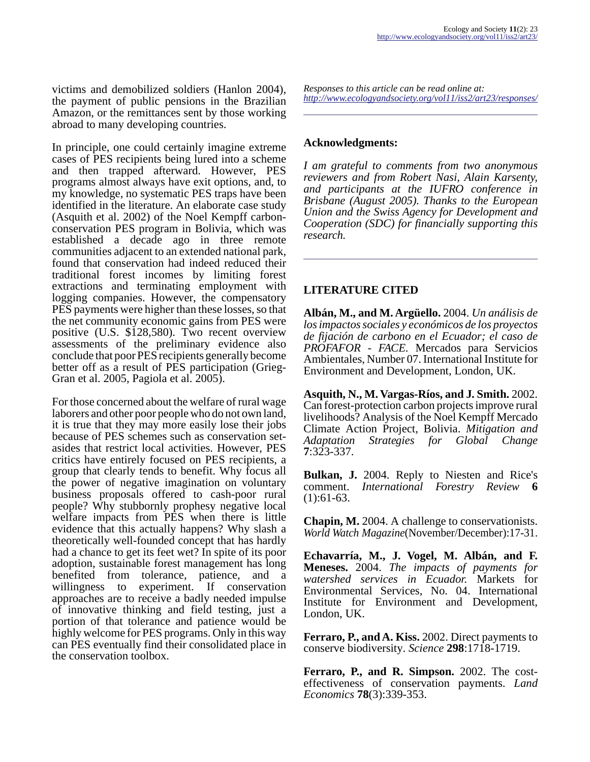victims and demobilized soldiers (Hanlon 2004), the payment of public pensions in the Brazilian Amazon, or the remittances sent by those working abroad to many developing countries.

In principle, one could certainly imagine extreme cases of PES recipients being lured into a scheme and then trapped afterward. However, PES programs almost always have exit options, and, to my knowledge, no systematic PES traps have been identified in the literature. An elaborate case study (Asquith et al. 2002) of the Noel Kempff carbon-conservation PES program in Bolivia, which was established a decade ago in three remote communities adjacent to an extended national park, found that conservation had indeed reduced their traditional forest incomes by limiting forest extractions and terminating employment with logging companies. However, the compensatory PES payments were higher than these losses, so that the net community economic gains from PES were positive (U.S. $128,580). Two recent overview assessments of the preliminary evidence also conclude that poor PES recipients generally become better off as a result of PES participation (Grieg-Gran et al. 2005, Pagiola et al. 2005).

For those concerned about the welfare of rural wage laborers and other poor people who do not own land, it is true that they may more easily lose their jobs because of PES schemes such as conservation set-asides that restrict local activities. However, PES critics have entirely focused on PES recipients, a group that clearly tends to benefit. Why focus all the power of negative imagination on voluntary business proposals offered to cash-poor rural people? Why stubbornly prophesy negative local welfare impacts from PES when there is little evidence that this actually happens? Why slash a theoretically well-founded concept that has hardly had a chance to get its feet wet? In spite of its poor adoption, sustainable forest management has long benefited from tolerance, patience, and a willingness to experiment. If conservation approaches are to receive a badly needed impulse of innovative thinking and field testing, just a portion of that tolerance and patience would be highly welcome for PES programs. Only in this way can PES eventually find their consolidated place in the conservation toolbox.

*Responses to this article can be read online at:*
*http://www.ecologyandsociety.org/vol11/iss2/art23/responses/*

## Acknowledgments:

*I am grateful to comments from two anonymous reviewers and from Robert Nasi, Alain Karsenty, and participants at the IUFRO conference in Brisbane (August 2005). Thanks to the European Union and the Swiss Agency for Development and Cooperation (SDC) for financially supporting this research.*

## LITERATURE CITED

**Albán, M., and M. Argüello.** 2004. *Un análisis de los impactos sociales y económicos de los proyectos de fijación de carbono en el Ecuador; el caso de PROFAFOR - FACE.* Mercados para Servicios Ambientales, Number 07. International Institute for Environment and Development, London, UK.

**Asquith, N., M. Vargas-Ríos, and J. Smith.** 2002. Can forest-protection carbon projects improve rural livelihoods? Analysis of the Noel Kempff Mercado Climate Action Project, Bolivia. *Mitigation and Adaptation Strategies for Global Change* **7**:323-337.

**Bulkan, J.** 2004. Reply to Niesten and Rice's comment. *International Forestry Review* **6** (1):61-63.

**Chapin, M.** 2004. A challenge to conservationists. *World Watch Magazine*(November/December):17-31.

**Echavarría, M., J. Vogel, M. Albán, and F. Meneses.** 2004. *The impacts of payments for watershed services in Ecuador.* Markets for Environmental Services, No. 04. International Institute for Environment and Development, London, UK.

**Ferraro, P., and A. Kiss.** 2002. Direct payments to conserve biodiversity. *Science* **298**:1718-1719.

**Ferraro, P., and R. Simpson.** 2002. The cost-effectiveness of conservation payments. *Land Economics* **78**(3):339-353.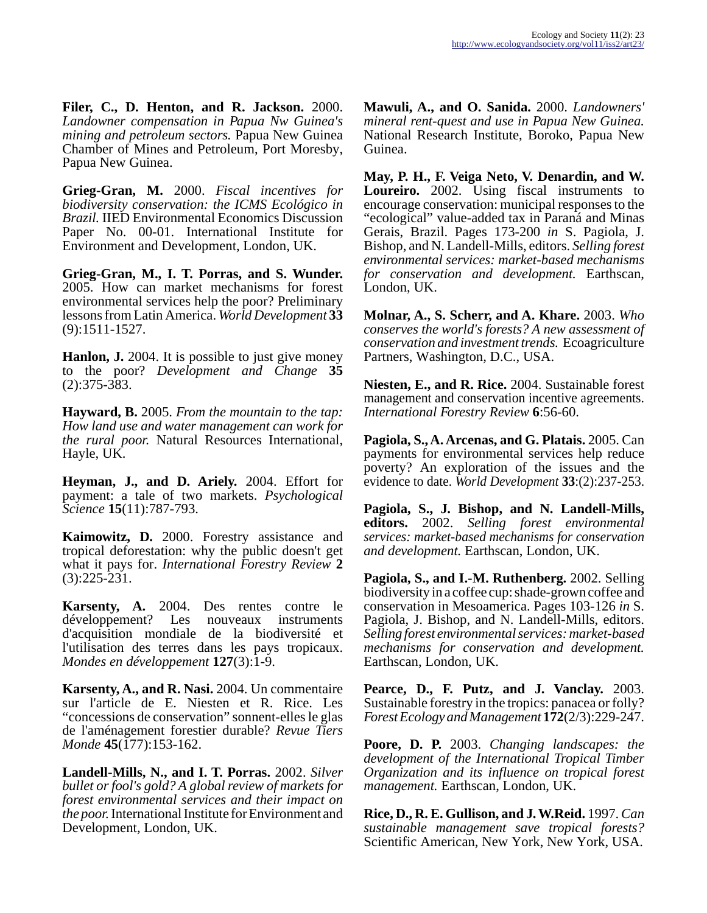**Filer, C., D. Henton, and R. Jackson.** 2000. *Landowner compensation in Papua Nw Guinea's mining and petroleum sectors.* Papua New Guinea Chamber of Mines and Petroleum, Port Moresby, Papua New Guinea.

**Grieg-Gran, M.** 2000. *Fiscal incentives for biodiversity conservation: the ICMS Ecológico in Brazil.* IIED Environmental Economics Discussion Paper No. 00-01. International Institute for Environment and Development, London, UK.

**Grieg-Gran, M., I. T. Porras, and S. Wunder.** 2005. How can market mechanisms for forest environmental services help the poor? Preliminary lessons from Latin America. *World Development* **33** (9):1511-1527.

**Hanlon, J.** 2004. It is possible to just give money to the poor? *Development and Change* **35** (2):375-383.

**Hayward, B.** 2005. *From the mountain to the tap: How land use and water management can work for the rural poor.* Natural Resources International, Hayle, UK.

**Heyman, J., and D. Ariely.** 2004. Effort for payment: a tale of two markets. *Psychological Science* **15**(11):787-793.

**Kaimowitz, D.** 2000. Forestry assistance and tropical deforestation: why the public doesn't get what it pays for. *International Forestry Review* **2** (3):225-231.

**Karsenty, A.** 2004. Des rentes contre le développement? Les nouveaux instruments d'acquisition mondiale de la biodiversité et l'utilisation des terres dans les pays tropicaux. *Mondes en développement* **127**(3):1-9.

**Karsenty, A., and R. Nasi.** 2004. Un commentaire sur l'article de E. Niesten et R. Rice. Les "concessions de conservation" sonnent-elles le glas de l'aménagement forestier durable? *Revue Tiers Monde* **45**(177):153-162.

**Landell-Mills, N., and I. T. Porras.** 2002. *Silver bullet or fool's gold? A global review of markets for forest environmental services and their impact on the poor.* International Institute for Environment and Development, London, UK.

**Mawuli, A., and O. Sanida.** 2000. *Landowners' mineral rent-quest and use in Papua New Guinea.* National Research Institute, Boroko, Papua New Guinea.

**May, P. H., F. Veiga Neto, V. Denardin, and W. Loureiro.** 2002. Using fiscal instruments to encourage conservation: municipal responses to the "ecological" value-added tax in Paraná and Minas Gerais, Brazil. Pages 173-200 *in* S. Pagiola, J. Bishop, and N. Landell-Mills, editors. *Selling forest environmental services: market-based mechanisms for conservation and development.* Earthscan, London, UK.

**Molnar, A., S. Scherr, and A. Khare.** 2003. *Who conserves the world's forests? A new assessment of conservation and investment trends.* Ecoagriculture Partners, Washington, D.C., USA.

**Niesten, E., and R. Rice.** 2004. Sustainable forest management and conservation incentive agreements. *International Forestry Review* **6**:56-60.

**Pagiola, S., A. Arcenas, and G. Platais.** 2005. Can payments for environmental services help reduce poverty? An exploration of the issues and the evidence to date. *World Development* **33**:(2):237-253.

**Pagiola, S., J. Bishop, and N. Landell-Mills, editors.** 2002. *Selling forest environmental services: market-based mechanisms for conservation and development.* Earthscan, London, UK.

**Pagiola, S., and I.-M. Ruthenberg.** 2002. Selling biodiversity in a coffee cup: shade-grown coffee and conservation in Mesoamerica. Pages 103-126 *in* S. Pagiola, J. Bishop, and N. Landell-Mills, editors. *Selling forest environmental services: market-based mechanisms for conservation and development.* Earthscan, London, UK.

**Pearce, D., F. Putz, and J. Vanclay.** 2003. Sustainable forestry in the tropics: panacea or folly? *Forest Ecology and Management* **172**(2/3):229-247.

**Poore, D. P.** 2003. *Changing landscapes: the development of the International Tropical Timber Organization and its influence on tropical forest management.* Earthscan, London, UK.

**Rice, D., R. E. Gullison, and J. W. Reid.** 1997. *Can sustainable management save tropical forests?* Scientific American, New York, New York, USA.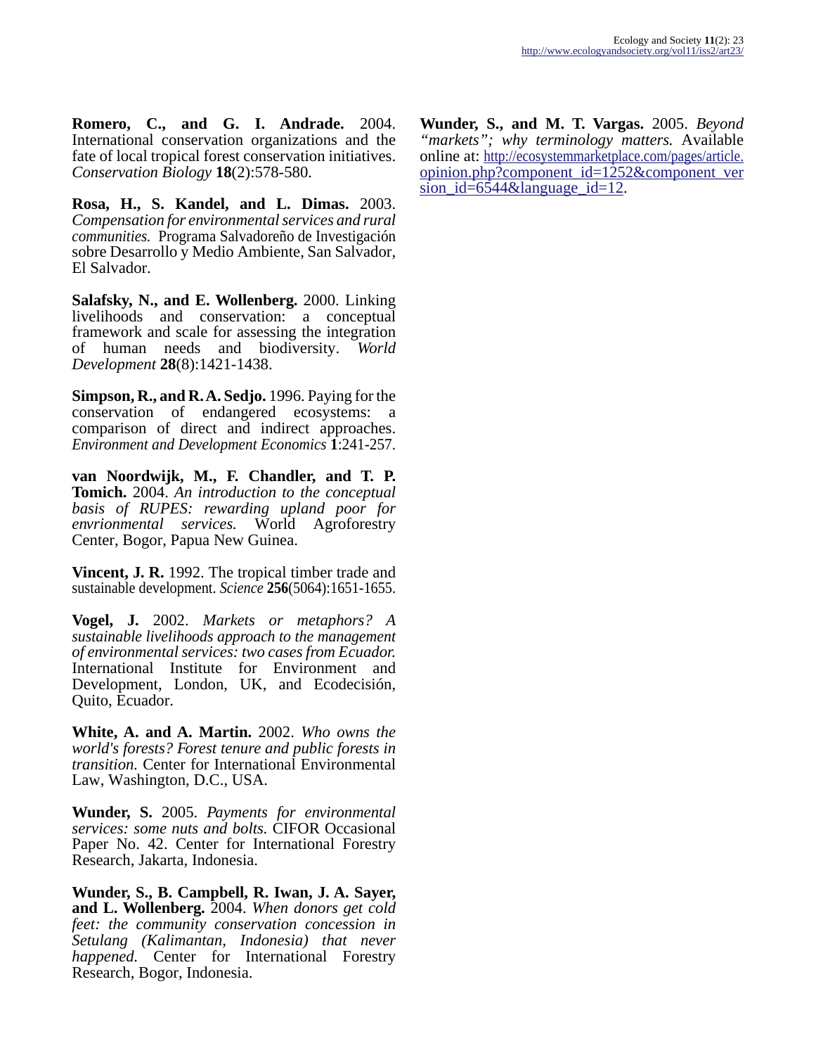**Romero, C., and G. I. Andrade.** 2004. International conservation organizations and the fate of local tropical forest conservation initiatives. *Conservation Biology* **18**(2):578-580.

**Rosa, H., S. Kandel, and L. Dimas.** 2003. *Compensation for environmental services and rural communities.* Programa Salvadoreño de Investigación sobre Desarrollo y Medio Ambiente, San Salvador, El Salvador.

**Salafsky, N., and E. Wollenberg.** 2000. Linking livelihoods and conservation: a conceptual framework and scale for assessing the integration of human needs and biodiversity. *World Development* **28**(8):1421-1438.

**Simpson, R., and R. A. Sedjo.** 1996. Paying for the conservation of endangered ecosystems: a comparison of direct and indirect approaches. *Environment and Development Economics* **1**:241-257.

**van Noordwijk, M., F. Chandler, and T. P. Tomich.** 2004. *An introduction to the conceptual basis of RUPES: rewarding upland poor for envrionmental services.* World Agroforestry Center, Bogor, Papua New Guinea.

**Vincent, J. R.** 1992. The tropical timber trade and sustainable development. *Science* **256**(5064):1651-1655.

**Vogel, J.** 2002. *Markets or metaphors? A sustainable livelihoods approach to the management of environmental services: two cases from Ecuador.* International Institute for Environment and Development, London, UK, and Ecodecisión, Quito, Ecuador.

**White, A. and A. Martin.** 2002. *Who owns the world's forests? Forest tenure and public forests in transition.* Center for International Environmental Law, Washington, D.C., USA.

**Wunder, S.** 2005. *Payments for environmental services: some nuts and bolts.* CIFOR Occasional Paper No. 42. Center for International Forestry Research, Jakarta, Indonesia.

**Wunder, S., B. Campbell, R. Iwan, J. A. Sayer, and L. Wollenberg.** 2004. *When donors get cold feet: the community conservation concession in Setulang (Kalimantan, Indonesia) that never happened.* Center for International Forestry Research, Bogor, Indonesia.

**Wunder, S., and M. T. Vargas.** 2005. *Beyond "markets"; why terminology matters.* Available online at: http://ecosystemmarketplace.com/pages/article.opinion.php?component_id=1252&component_version_id=6544&language_id=12.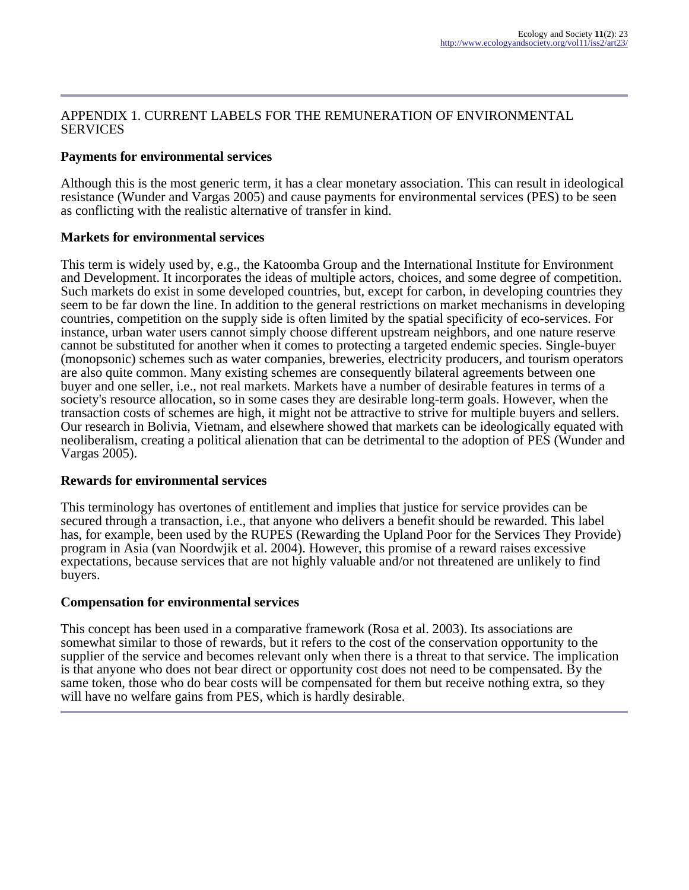## APPENDIX 1. CURRENT LABELS FOR THE REMUNERATION OF ENVIRONMENTAL SERVICES

### Payments for environmental services

Although this is the most generic term, it has a clear monetary association. This can result in ideological resistance (Wunder and Vargas 2005) and cause payments for environmental services (PES) to be seen as conflicting with the realistic alternative of transfer in kind.

### Markets for environmental services

This term is widely used by, e.g., the Katoomba Group and the International Institute for Environment and Development. It incorporates the ideas of multiple actors, choices, and some degree of competition. Such markets do exist in some developed countries, but, except for carbon, in developing countries they seem to be far down the line. In addition to the general restrictions on market mechanisms in developing countries, competition on the supply side is often limited by the spatial specificity of eco-services. For instance, urban water users cannot simply choose different upstream neighbors, and one nature reserve cannot be substituted for another when it comes to protecting a targeted endemic species. Single-buyer (monopsonic) schemes such as water companies, breweries, electricity producers, and tourism operators are also quite common. Many existing schemes are consequently bilateral agreements between one buyer and one seller, i.e., not real markets. Markets have a number of desirable features in terms of a society's resource allocation, so in some cases they are desirable long-term goals. However, when the transaction costs of schemes are high, it might not be attractive to strive for multiple buyers and sellers. Our research in Bolivia, Vietnam, and elsewhere showed that markets can be ideologically equated with neoliberalism, creating a political alienation that can be detrimental to the adoption of PES (Wunder and Vargas 2005).

### Rewards for environmental services

This terminology has overtones of entitlement and implies that justice for service provides can be secured through a transaction, i.e., that anyone who delivers a benefit should be rewarded. This label has, for example, been used by the RUPES (Rewarding the Upland Poor for the Services They Provide) program in Asia (van Noordwjik et al. 2004). However, this promise of a reward raises excessive expectations, because services that are not highly valuable and/or not threatened are unlikely to find buyers.

### Compensation for environmental services

This concept has been used in a comparative framework (Rosa et al. 2003). Its associations are somewhat similar to those of rewards, but it refers to the cost of the conservation opportunity to the supplier of the service and becomes relevant only when there is a threat to that service. The implication is that anyone who does not bear direct or opportunity cost does not need to be compensated. By the same token, those who do bear costs will be compensated for them but receive nothing extra, so they will have no welfare gains from PES, which is hardly desirable.